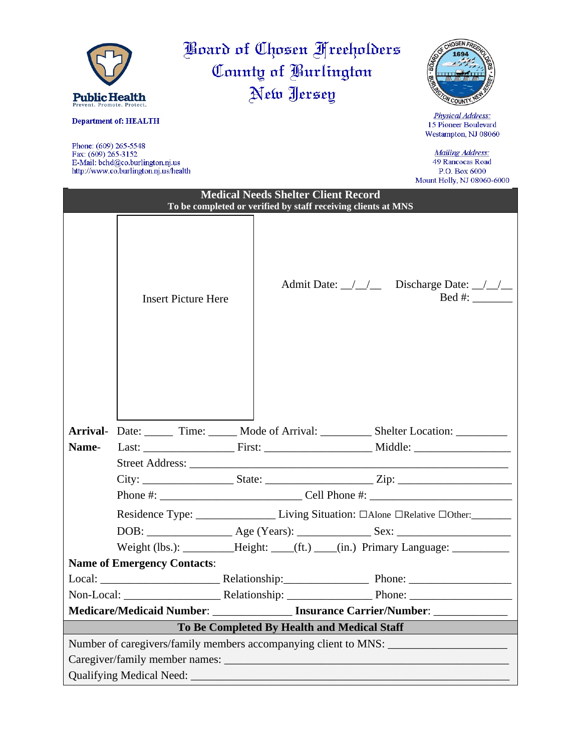**Public Health**
Prevent. Promote. Protect.

**Department of: HEALTH**

Phone: (609) 265-5548
Fax: (609) 265-3152
E-Mail: bchd@co.burlington.nj.us
http://www.co.burlington.nj.us/health

# Board of Chosen Freeholders
# County of Burlington
# New Jersey

*Physical Address:*
15 Pioneer Boulevard
Westampton, NJ 08060

*Mailing Address:*
49 Rancocas Road
P.O. Box 6000
Mount Holly, NJ 08060-6000

## Medical Needs Shelter Client Record

**To be completed or verified by staff receiving clients at MNS**

Insert Picture Here

Admit Date: \_\_/\_\_/\_\_ Discharge Date: \_\_/\_\_/\_\_
Bed #: \_\_\_\_\_\_\_

**Arrival**- Date: \_\_\_\_\_ Time: \_\_\_\_\_ Mode of Arrival: \_\_\_\_\_\_\_\_\_ Shelter Location: \_\_\_\_\_\_\_\_\_

**Name**- Last: \_\_\_\_\_\_\_\_\_\_\_\_\_\_\_\_ First: \_\_\_\_\_\_\_\_\_\_\_\_\_\_\_\_\_\_ Middle: \_\_\_\_\_\_\_\_\_\_\_\_\_\_\_\_

Street Address: \_\_\_\_\_\_\_\_\_\_\_\_\_\_\_\_\_\_\_\_\_\_\_\_\_\_\_\_\_\_\_\_\_\_\_\_\_\_\_\_\_\_\_\_\_\_\_\_\_\_\_\_

City: \_\_\_\_\_\_\_\_\_\_\_\_\_\_\_\_ State: \_\_\_\_\_\_\_\_\_\_\_\_\_\_\_\_\_\_ Zip: \_\_\_\_\_\_\_\_\_\_\_\_\_\_\_\_\_\_\_

Phone #: \_\_\_\_\_\_\_\_\_\_\_\_\_\_\_\_\_\_\_\_\_\_\_\_ Cell Phone #: \_\_\_\_\_\_\_\_\_\_\_\_\_\_\_\_\_\_\_\_\_\_\_\_

Residence Type: \_\_\_\_\_\_\_\_\_\_\_\_\_\_ Living Situation: ☐Alone ☐Relative ☐Other:\_\_\_\_\_\_\_\_

DOB: \_\_\_\_\_\_\_\_\_\_\_\_\_\_\_ Age (Years): \_\_\_\_\_\_\_\_\_\_\_\_\_ Sex: \_\_\_\_\_\_\_\_\_\_\_\_\_\_\_\_\_\_\_

Weight (lbs.): \_\_\_\_\_\_\_\_\_Height: \_\_\_\_(ft.) \_\_\_\_(in.) Primary Language: \_\_\_\_\_\_\_\_\_\_

**Name of Emergency Contacts**:

Local: \_\_\_\_\_\_\_\_\_\_\_\_\_\_\_\_\_\_\_\_\_ Relationship:\_\_\_\_\_\_\_\_\_\_\_\_\_\_\_ Phone: \_\_\_\_\_\_\_\_\_\_\_\_\_\_\_\_\_\_

Non-Local: \_\_\_\_\_\_\_\_\_\_\_\_\_\_\_\_\_ Relationship: \_\_\_\_\_\_\_\_\_\_\_\_\_\_\_ Phone: \_\_\_\_\_\_\_\_\_\_\_\_\_\_\_\_\_\_

**Medicare/Medicaid Number**: \_\_\_\_\_\_\_\_\_\_\_\_\_\_ **Insurance Carrier/Number**: \_\_\_\_\_\_\_\_\_\_\_\_\_

### To Be Completed By Health and Medical Staff

Number of caregivers/family members accompanying client to MNS: \_\_\_\_\_\_\_\_\_\_\_\_\_\_\_\_\_\_\_\_

Caregiver/family member names: \_\_\_\_\_\_\_\_\_\_\_\_\_\_\_\_\_\_\_\_\_\_\_\_\_\_\_\_\_\_\_\_\_\_\_\_\_\_\_\_\_\_\_\_\_\_\_

Qualifying Medical Need: \_\_\_\_\_\_\_\_\_\_\_\_\_\_\_\_\_\_\_\_\_\_\_\_\_\_\_\_\_\_\_\_\_\_\_\_\_\_\_\_\_\_\_\_\_\_\_\_\_\_\_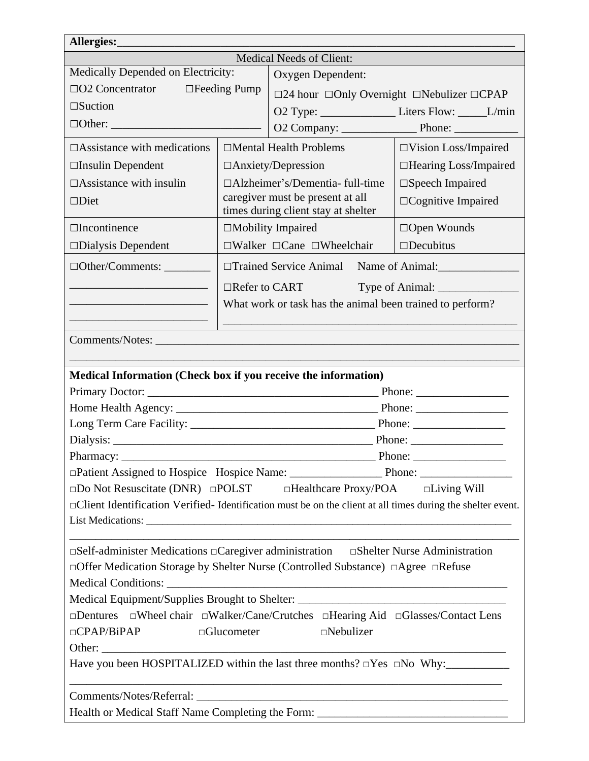**Allergies:**\_\_\_\_\_\_\_\_\_\_\_\_\_\_\_\_\_\_\_\_\_\_\_\_\_\_\_\_\_\_\_\_\_\_\_\_\_\_\_\_\_\_\_\_\_\_\_\_\_\_\_\_\_\_\_\_\_\_\_\_\_\_\_\_\_\_

| Medical Needs of Client: | | |
|---|---|---|
| Medically Depended on Electricity:<br>☐O2 Concentrator ☐Feeding Pump<br>☐Suction<br>☐Other: \_\_\_\_\_\_\_\_\_\_\_\_\_\_\_\_\_\_\_\_\_\_\_\_\_\_ | Oxygen Dependent:<br>☐24 hour ☐Only Overnight ☐Nebulizer ☐CPAP<br>O2 Type: \_\_\_\_\_\_\_\_\_\_\_\_\_ Liters Flow: \_\_\_\_\_L/min<br>O2 Company: \_\_\_\_\_\_\_\_\_\_\_\_\_ Phone: \_\_\_\_\_\_\_\_\_\_\_ | |
| ☐Assistance with medications<br>☐Insulin Dependent<br>☐Assistance with insulin<br>☐Diet | ☐Mental Health Problems<br>☐Anxiety/Depression<br>☐Alzheimer's/Dementia- full-time caregiver must be present at all times during client stay at shelter | ☐Vision Loss/Impaired<br>☐Hearing Loss/Impaired<br>☐Speech Impaired<br>☐Cognitive Impaired |
| ☐Incontinence<br>☐Dialysis Dependent | ☐Mobility Impaired<br>☐Walker ☐Cane ☐Wheelchair | ☐Open Wounds<br>☐Decubitus |
| ☐Other/Comments: \_\_\_\_\_\_\_\_<br>\_\_\_\_\_\_\_\_\_\_\_\_\_\_\_\_\_\_\_\_\_\_\_\_<br>\_\_\_\_\_\_\_\_\_\_\_\_\_\_\_\_\_\_\_\_\_\_\_\_<br>\_\_\_\_\_\_\_\_\_\_\_\_\_\_\_\_\_\_\_\_\_\_\_\_ | ☐Trained Service Animal Name of Animal:\_\_\_\_\_\_\_\_\_\_\_\_\_\_<br>☐Refer to CART Type of Animal: \_\_\_\_\_\_\_\_\_\_\_\_\_\_<br>What work or task has the animal been trained to perform?<br>\_\_\_\_\_\_\_\_\_\_\_\_\_\_\_\_\_\_\_\_\_\_\_\_\_\_\_\_\_\_\_\_\_\_\_\_\_\_\_\_\_\_\_\_\_\_\_\_\_\_ | |

Comments/Notes: \_\_\_\_\_\_\_\_\_\_\_\_\_\_\_\_\_\_\_\_\_\_\_\_\_\_\_\_\_\_\_\_\_\_\_\_\_\_\_\_\_\_\_\_\_\_\_\_\_\_\_\_\_\_\_\_\_\_\_\_\_\_
\_\_\_\_\_\_\_\_\_\_\_\_\_\_\_\_\_\_\_\_\_\_\_\_\_\_\_\_\_\_\_\_\_\_\_\_\_\_\_\_\_\_\_\_\_\_\_\_\_\_\_\_\_\_\_\_\_\_\_\_\_\_\_\_\_\_\_\_\_\_\_\_\_\_\_\_

**Medical Information (Check box if you receive the information)**

Primary Doctor: \_\_\_\_\_\_\_\_\_\_\_\_\_\_\_\_\_\_\_\_\_\_\_\_\_\_\_\_\_\_\_\_\_\_\_\_\_\_\_\_ Phone: \_\_\_\_\_\_\_\_\_\_\_\_\_\_\_\_

Home Health Agency: \_\_\_\_\_\_\_\_\_\_\_\_\_\_\_\_\_\_\_\_\_\_\_\_\_\_\_\_\_\_\_\_\_\_\_\_ Phone: \_\_\_\_\_\_\_\_\_\_\_\_\_\_\_\_

Long Term Care Facility: \_\_\_\_\_\_\_\_\_\_\_\_\_\_\_\_\_\_\_\_\_\_\_\_\_\_\_\_\_\_\_\_\_ Phone: \_\_\_\_\_\_\_\_\_\_\_\_\_\_\_\_

Dialysis: \_\_\_\_\_\_\_\_\_\_\_\_\_\_\_\_\_\_\_\_\_\_\_\_\_\_\_\_\_\_\_\_\_\_\_\_\_\_\_\_\_\_\_\_\_\_ Phone: \_\_\_\_\_\_\_\_\_\_\_\_\_\_\_\_

Pharmacy: \_\_\_\_\_\_\_\_\_\_\_\_\_\_\_\_\_\_\_\_\_\_\_\_\_\_\_\_\_\_\_\_\_\_\_\_\_\_\_\_\_\_\_\_\_ Phone: \_\_\_\_\_\_\_\_\_\_\_\_\_\_\_\_

□Patient Assigned to Hospice Hospice Name: \_\_\_\_\_\_\_\_\_\_\_\_\_\_\_\_ Phone: \_\_\_\_\_\_\_\_\_\_\_\_\_\_\_\_

□Do Not Resuscitate (DNR) □POLST □Healthcare Proxy/POA □Living Will

□Client Identification Verified- Identification must be on the client at all times during the shelter event.

List Medications: \_\_\_\_\_\_\_\_\_\_\_\_\_\_\_\_\_\_\_\_\_\_\_\_\_\_\_\_\_\_\_\_\_\_\_\_\_\_\_\_\_\_\_\_\_\_\_\_\_\_\_\_\_\_\_\_\_\_\_\_\_\_\_\_\_\_\_\_\_\_
\_\_\_\_\_\_\_\_\_\_\_\_\_\_\_\_\_\_\_\_\_\_\_\_\_\_\_\_\_\_\_\_\_\_\_\_\_\_\_\_\_\_\_\_\_\_\_\_\_\_\_\_\_\_\_\_\_\_\_\_\_\_\_\_\_\_\_\_\_\_\_\_\_\_\_\_

□Self-administer Medications □Caregiver administration □Shelter Nurse Administration

□Offer Medication Storage by Shelter Nurse (Controlled Substance) □Agree □Refuse

Medical Conditions: \_\_\_\_\_\_\_\_\_\_\_\_\_\_\_\_\_\_\_\_\_\_\_\_\_\_\_\_\_\_\_\_\_\_\_\_\_\_\_\_\_\_\_\_\_\_\_\_\_\_\_\_\_\_\_\_\_\_\_

Medical Equipment/Supplies Brought to Shelter: \_\_\_\_\_\_\_\_\_\_\_\_\_\_\_\_\_\_\_\_\_\_\_\_\_\_\_\_\_\_\_\_\_\_\_\_\_

□Dentures □Wheel chair □Walker/Cane/Crutches □Hearing Aid □Glasses/Contact Lens

□CPAP/BiPAP □Glucometer □Nebulizer

Other: \_\_\_\_\_\_\_\_\_\_\_\_\_\_\_\_\_\_\_\_\_\_\_\_\_\_\_\_\_\_\_\_\_\_\_\_\_\_\_\_\_\_\_\_\_\_\_\_\_\_\_\_\_\_\_\_\_\_\_\_\_\_\_\_\_\_\_\_\_\_\_

Have you been HOSPITALIZED within the last three months? □Yes □No Why:\_\_\_\_\_\_\_\_\_\_\_
\_\_\_\_\_\_\_\_\_\_\_\_\_\_\_\_\_\_\_\_\_\_\_\_\_\_\_\_\_\_\_\_\_\_\_\_\_\_\_\_\_\_\_\_\_\_\_\_\_\_\_\_\_\_\_\_\_\_\_\_\_\_\_\_\_\_\_\_\_\_\_\_\_\_\_

Comments/Notes/Referral: \_\_\_\_\_\_\_\_\_\_\_\_\_\_\_\_\_\_\_\_\_\_\_\_\_\_\_\_\_\_\_\_\_\_\_\_\_\_\_\_\_\_\_\_\_\_\_\_\_\_\_\_\_\_\_

Health or Medical Staff Name Completing the Form: \_\_\_\_\_\_\_\_\_\_\_\_\_\_\_\_\_\_\_\_\_\_\_\_\_\_\_\_\_\_\_\_\_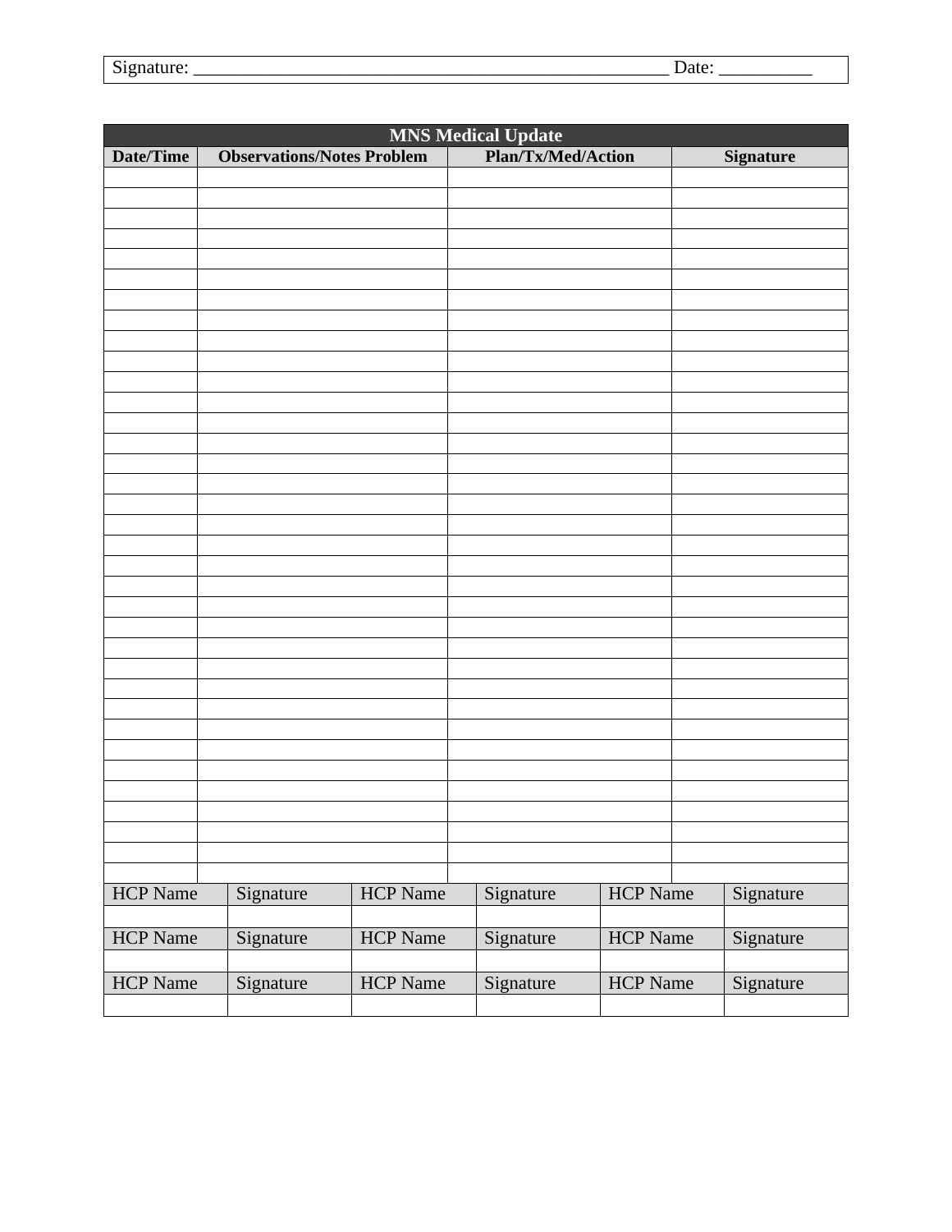Signature: ___________________________________________________ Date: __________

| MNS Medical Update | | | |
|---|---|---|---|
| **Date/Time** | **Observations/Notes Problem** | **Plan/Tx/Med/Action** | **Signature** |
| | | | |
| | | | |
| | | | |
| | | | |
| | | | |
| | | | |
| | | | |
| | | | |
| | | | |
| | | | |
| | | | |
| | | | |
| | | | |
| | | | |
| | | | |
| | | | |
| | | | |
| | | | |
| | | | |
| | | | |
| | | | |
| | | | |
| | | | |
| | | | |
| | | | |
| | | | |
| | | | |
| | | | |
| | | | |
| | | | |
| | | | |
| | | | |
| | | | |
| | | | |
| | | | |

| HCP Name | Signature | HCP Name | Signature | HCP Name | Signature |
|---|---|---|---|---|---|
| | | | | | |
| HCP Name | Signature | HCP Name | Signature | HCP Name | Signature |
| | | | | | |
| HCP Name | Signature | HCP Name | Signature | HCP Name | Signature |
| | | | | | |